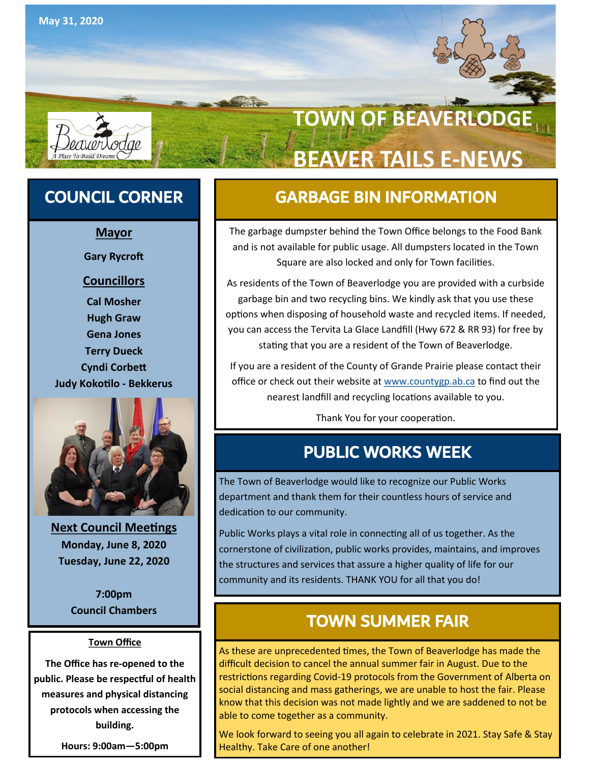May 31, 2020

# TOWN OF BEAVERLODGE BEAVER TAILS E-NEWS

## COUNCIL CORNER

**Mayor**

**Gary Rycroft**

**Councillors**

**Cal Mosher**
**Hugh Graw**
**Gena Jones**
**Terry Dueck**
**Cyndi Corbett**
**Judy Kokotilo - Bekkerus**

**Next Council Meetings**

**Monday, June 8, 2020**
**Tuesday, June 22, 2020**

**7:00pm**
**Council Chambers**

**Town Office**

**The Office has re-opened to the public. Please be respectful of health measures and physical distancing protocols when accessing the building.**

**Hours: 9:00am—5:00pm**

## GARBAGE BIN INFORMATION

The garbage dumpster behind the Town Office belongs to the Food Bank and is not available for public usage. All dumpsters located in the Town Square are also locked and only for Town facilities.

As residents of the Town of Beaverlodge you are provided with a curbside garbage bin and two recycling bins. We kindly ask that you use these options when disposing of household waste and recycled items. If needed, you can access the Tervita La Glace Landfill (Hwy 672 & RR 93) for free by stating that you are a resident of the Town of Beaverlodge.

If you are a resident of the County of Grande Prairie please contact their office or check out their website at www.countygp.ab.ca to find out the nearest landfill and recycling locations available to you.

Thank You for your cooperation.

## PUBLIC WORKS WEEK

The Town of Beaverlodge would like to recognize our Public Works department and thank them for their countless hours of service and dedication to our community.

Public Works plays a vital role in connecting all of us together. As the cornerstone of civilization, public works provides, maintains, and improves the structures and services that assure a higher quality of life for our community and its residents. THANK YOU for all that you do!

## TOWN SUMMER FAIR

As these are unprecedented times, the Town of Beaverlodge has made the difficult decision to cancel the annual summer fair in August. Due to the restrictions regarding Covid-19 protocols from the Government of Alberta on social distancing and mass gatherings, we are unable to host the fair. Please know that this decision was not made lightly and we are saddened to not be able to come together as a community.

We look forward to seeing you all again to celebrate in 2021. Stay Safe & Stay Healthy. Take Care of one another!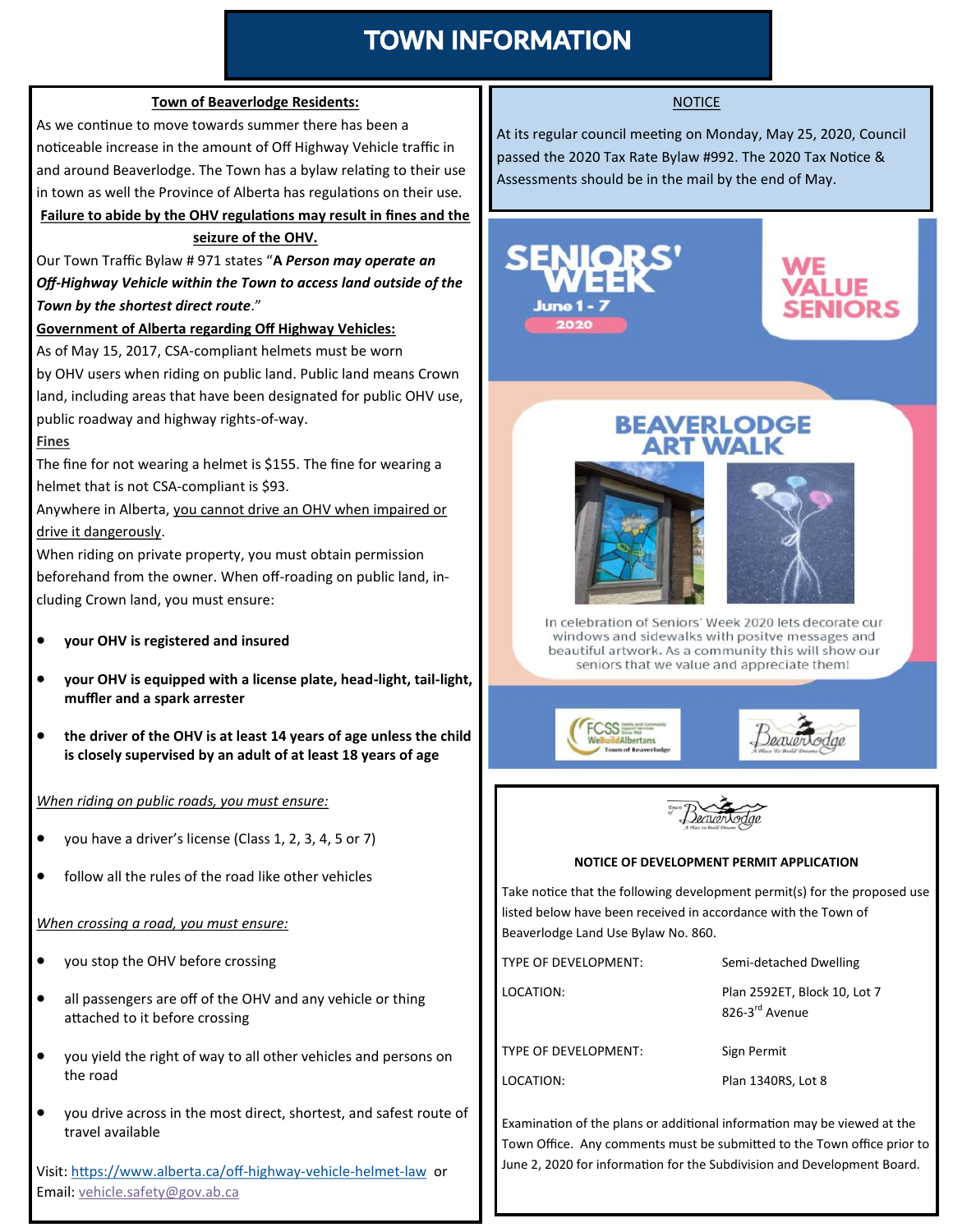# TOWN INFORMATION

**Town of Beaverlodge Residents:**

As we continue to move towards summer there has been a noticeable increase in the amount of Off Highway Vehicle traffic in and around Beaverlodge. The Town has a bylaw relating to their use in town as well the Province of Alberta has regulations on their use.

**Failure to abide by the OHV regulations may result in fines and the seizure of the OHV.**

Our Town Traffic Bylaw # 971 states "**A *Person may operate an Off-Highway Vehicle within the Town to access land outside of the Town by the shortest direct route*.**"

**Government of Alberta regarding Off Highway Vehicles:**

As of May 15, 2017, CSA-compliant helmets must be worn by OHV users when riding on public land. Public land means Crown land, including areas that have been designated for public OHV use, public roadway and highway rights-of-way.

**Fines**

The fine for not wearing a helmet is $155. The fine for wearing a helmet that is not CSA-compliant is $93.

Anywhere in Alberta, you cannot drive an OHV when impaired or drive it dangerously.

When riding on private property, you must obtain permission beforehand from the owner. When off-roading on public land, including Crown land, you must ensure:

- **your OHV is registered and insured**
- **your OHV is equipped with a license plate, head-light, tail-light, muffler and a spark arrester**
- **the driver of the OHV is at least 14 years of age unless the child is closely supervised by an adult of at least 18 years of age**

*When riding on public roads, you must ensure:*

- you have a driver's license (Class 1, 2, 3, 4, 5 or 7)
- follow all the rules of the road like other vehicles

*When crossing a road, you must ensure:*

- you stop the OHV before crossing
- all passengers are off of the OHV and any vehicle or thing attached to it before crossing
- you yield the right of way to all other vehicles and persons on the road
- you drive across in the most direct, shortest, and safest route of travel available

Visit: https://www.alberta.ca/off-highway-vehicle-helmet-law or Email: vehicle.safety@gov.ab.ca

NOTICE

At its regular council meeting on Monday, May 25, 2020, Council passed the 2020 Tax Rate Bylaw #992. The 2020 Tax Notice & Assessments should be in the mail by the end of May.

SENIORS' WEEK June 1 - 7 2020

WE VALUE SENIORS

BEAVERLODGE ART WALK

In celebration of Seniors' Week 2020 lets decorate our windows and sidewalks with positive messages and beautiful artwork. As a community this will show our seniors that we value and appreciate them!

**NOTICE OF DEVELOPMENT PERMIT APPLICATION**

Take notice that the following development permit(s) for the proposed use listed below have been received in accordance with the Town of Beaverlodge Land Use Bylaw No. 860.

| | |
|---|---|
| TYPE OF DEVELOPMENT: | Semi-detached Dwelling |
| LOCATION: | Plan 2592ET, Block 10, Lot 7<br>826-3rd Avenue |
| TYPE OF DEVELOPMENT: | Sign Permit |
| LOCATION: | Plan 1340RS, Lot 8 |

Examination of the plans or additional information may be viewed at the Town Office. Any comments must be submitted to the Town office prior to June 2, 2020 for information for the Subdivision and Development Board.